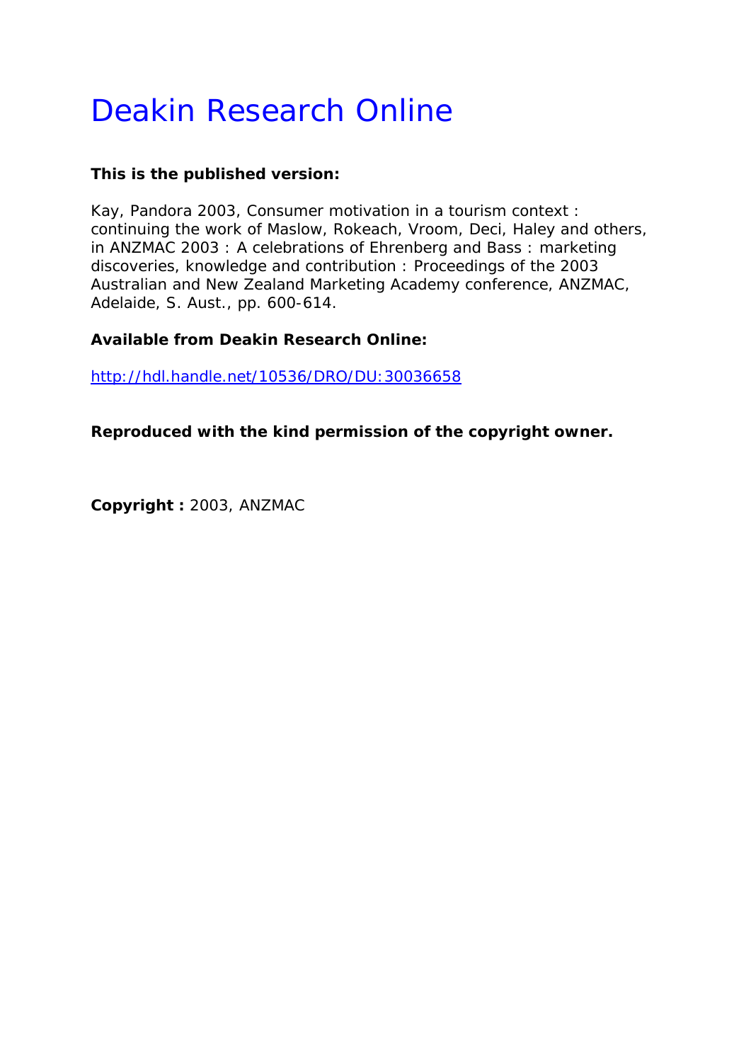# Deakin Research Online

**This is the published version:**

Kay, Pandora 2003, Consumer motivation in a tourism context : continuing the work of Maslow, Rokeach, Vroom, Deci, Haley and others, in ANZMAC 2003 : A celebrations of Ehrenberg and Bass : marketing discoveries, knowledge and contribution : Proceedings of the 2003 Australian and New Zealand Marketing Academy conference, ANZMAC, Adelaide, S. Aust., pp. 600-614.

**Available from Deakin Research Online:**

http://hdl.handle.net/10536/DRO/DU:30036658

**Reproduced with the kind permission of the copyright owner.**

**Copyright :** 2003, ANZMAC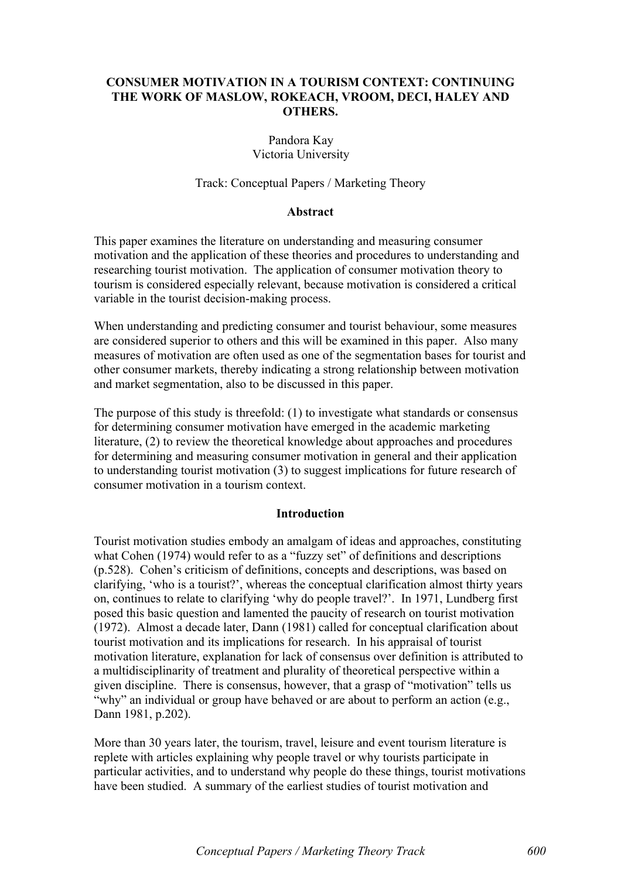# CONSUMER MOTIVATION IN A TOURISM CONTEXT: CONTINUING THE WORK OF MASLOW, ROKEACH, VROOM, DECI, HALEY AND OTHERS.

Pandora Kay
Victoria University

Track: Conceptual Papers / Marketing Theory

## Abstract

This paper examines the literature on understanding and measuring consumer motivation and the application of these theories and procedures to understanding and researching tourist motivation. The application of consumer motivation theory to tourism is considered especially relevant, because motivation is considered a critical variable in the tourist decision-making process.

When understanding and predicting consumer and tourist behaviour, some measures are considered superior to others and this will be examined in this paper. Also many measures of motivation are often used as one of the segmentation bases for tourist and other consumer markets, thereby indicating a strong relationship between motivation and market segmentation, also to be discussed in this paper.

The purpose of this study is threefold: (1) to investigate what standards or consensus for determining consumer motivation have emerged in the academic marketing literature, (2) to review the theoretical knowledge about approaches and procedures for determining and measuring consumer motivation in general and their application to understanding tourist motivation (3) to suggest implications for future research of consumer motivation in a tourism context.

## Introduction

Tourist motivation studies embody an amalgam of ideas and approaches, constituting what Cohen (1974) would refer to as a "fuzzy set" of definitions and descriptions (p.528). Cohen's criticism of definitions, concepts and descriptions, was based on clarifying, 'who is a tourist?', whereas the conceptual clarification almost thirty years on, continues to relate to clarifying 'why do people travel?'. In 1971, Lundberg first posed this basic question and lamented the paucity of research on tourist motivation (1972). Almost a decade later, Dann (1981) called for conceptual clarification about tourist motivation and its implications for research. In his appraisal of tourist motivation literature, explanation for lack of consensus over definition is attributed to a multidisciplinarity of treatment and plurality of theoretical perspective within a given discipline. There is consensus, however, that a grasp of "motivation" tells us "why" an individual or group have behaved or are about to perform an action (e.g., Dann 1981, p.202).

More than 30 years later, the tourism, travel, leisure and event tourism literature is replete with articles explaining why people travel or why tourists participate in particular activities, and to understand why people do these things, tourist motivations have been studied. A summary of the earliest studies of tourist motivation and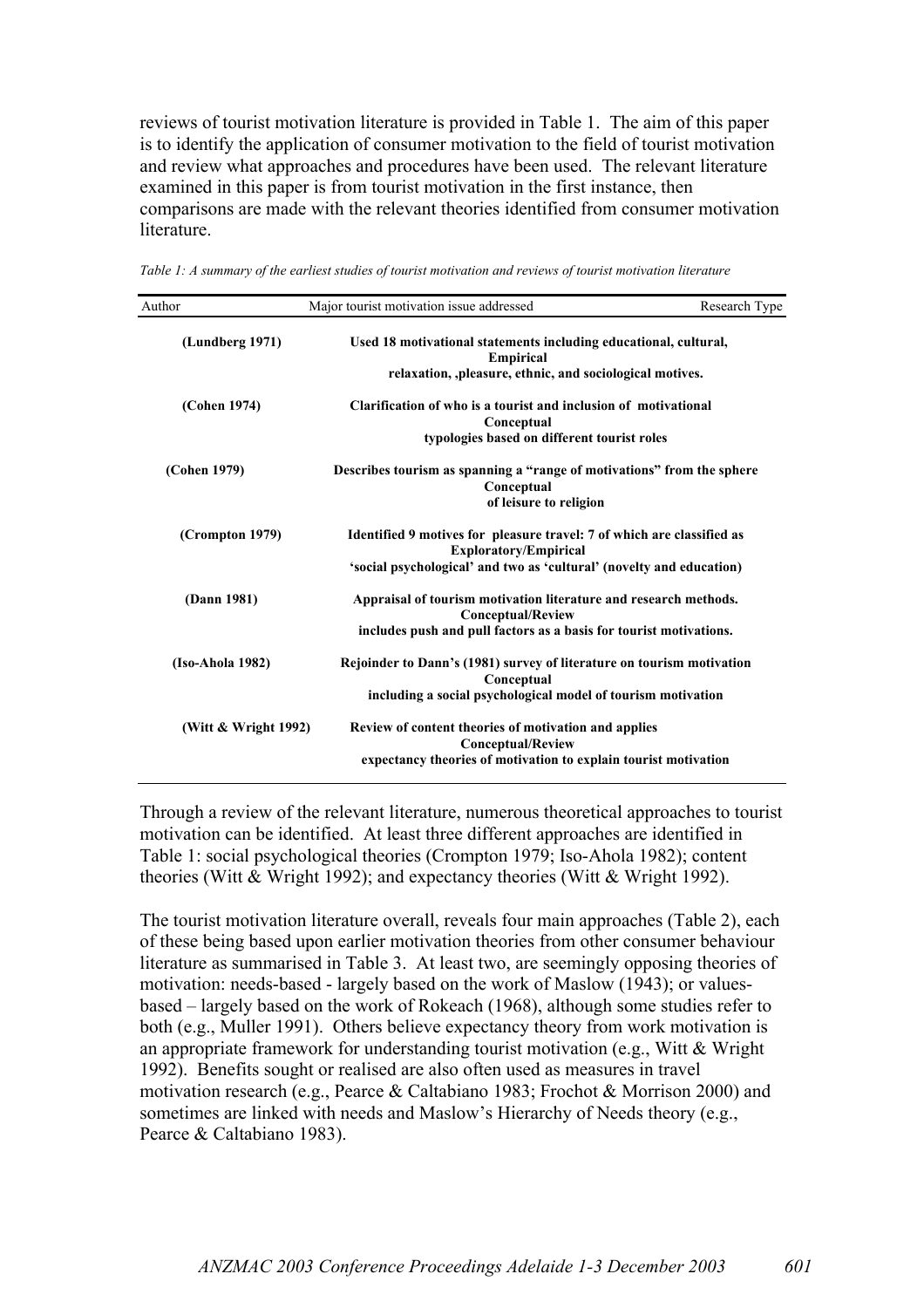reviews of tourist motivation literature is provided in Table 1. The aim of this paper is to identify the application of consumer motivation to the field of tourist motivation and review what approaches and procedures have been used. The relevant literature examined in this paper is from tourist motivation in the first instance, then comparisons are made with the relevant theories identified from consumer motivation literature.

*Table 1: A summary of the earliest studies of tourist motivation and reviews of tourist motivation literature*

| Author | Major tourist motivation issue addressed | Research Type |
|---|---|---|
| **(Lundberg 1971)** | **Used 18 motivational statements including educational, cultural, relaxation, ,pleasure, ethnic, and sociological motives.** | **Empirical** |
| **(Cohen 1974)** | **Clarification of who is a tourist and inclusion of motivational typologies based on different tourist roles** | **Conceptual** |
| **(Cohen 1979)** | **Describes tourism as spanning a "range of motivations" from the sphere of leisure to religion** | **Conceptual** |
| **(Crompton 1979)** | **Identified 9 motives for pleasure travel: 7 of which are classified as 'social psychological' and two as 'cultural' (novelty and education)** | **Exploratory/Empirical** |
| **(Dann 1981)** | **Appraisal of tourism motivation literature and research methods. includes push and pull factors as a basis for tourist motivations.** | **Conceptual/Review** |
| **(Iso-Ahola 1982)** | **Rejoinder to Dann's (1981) survey of literature on tourism motivation including a social psychological model of tourism motivation** | **Conceptual** |
| **(Witt & Wright 1992)** | **Review of content theories of motivation and applies expectancy theories of motivation to explain tourist motivation** | **Conceptual/Review** |

Through a review of the relevant literature, numerous theoretical approaches to tourist motivation can be identified. At least three different approaches are identified in Table 1: social psychological theories (Crompton 1979; Iso-Ahola 1982); content theories (Witt & Wright 1992); and expectancy theories (Witt & Wright 1992).

The tourist motivation literature overall, reveals four main approaches (Table 2), each of these being based upon earlier motivation theories from other consumer behaviour literature as summarised in Table 3. At least two, are seemingly opposing theories of motivation: needs-based - largely based on the work of Maslow (1943); or values-based – largely based on the work of Rokeach (1968), although some studies refer to both (e.g., Muller 1991). Others believe expectancy theory from work motivation is an appropriate framework for understanding tourist motivation (e.g., Witt & Wright 1992). Benefits sought or realised are also often used as measures in travel motivation research (e.g., Pearce & Caltabiano 1983; Frochot & Morrison 2000) and sometimes are linked with needs and Maslow's Hierarchy of Needs theory (e.g., Pearce & Caltabiano 1983).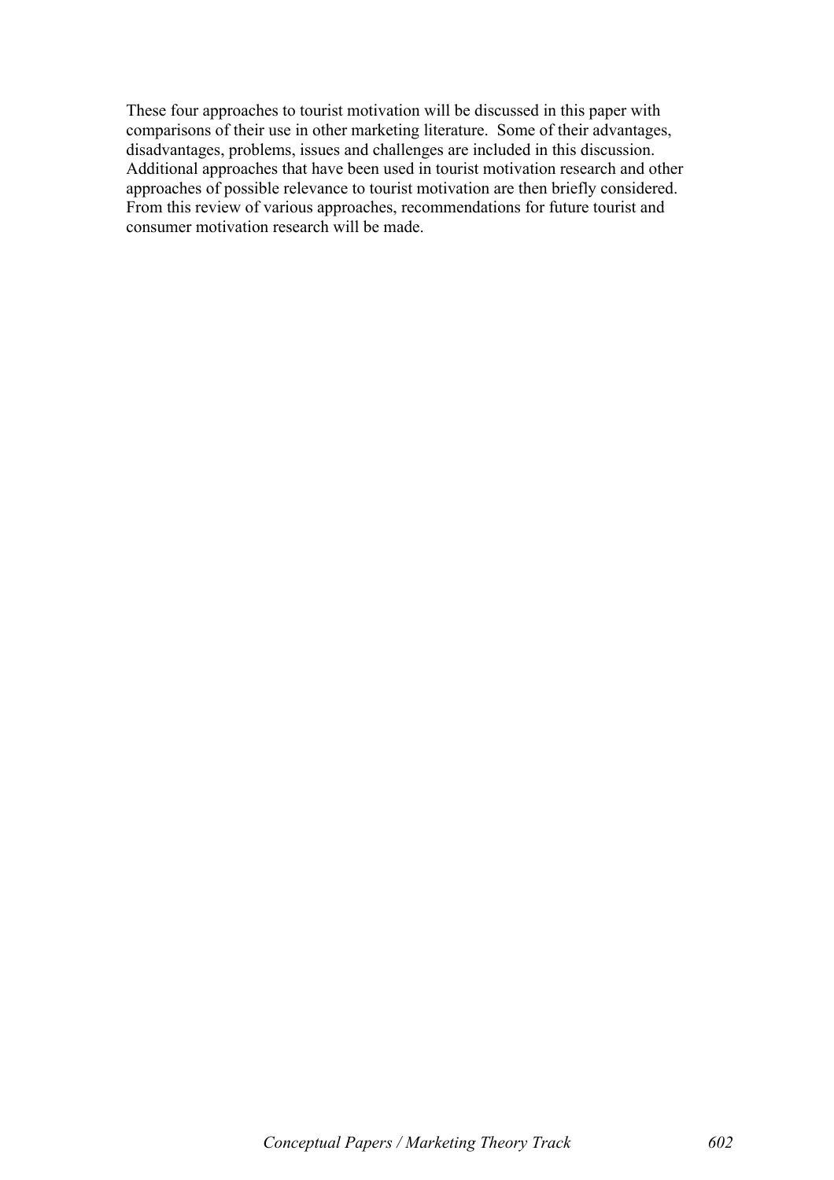These four approaches to tourist motivation will be discussed in this paper with comparisons of their use in other marketing literature. Some of their advantages, disadvantages, problems, issues and challenges are included in this discussion. Additional approaches that have been used in tourist motivation research and other approaches of possible relevance to tourist motivation are then briefly considered. From this review of various approaches, recommendations for future tourist and consumer motivation research will be made.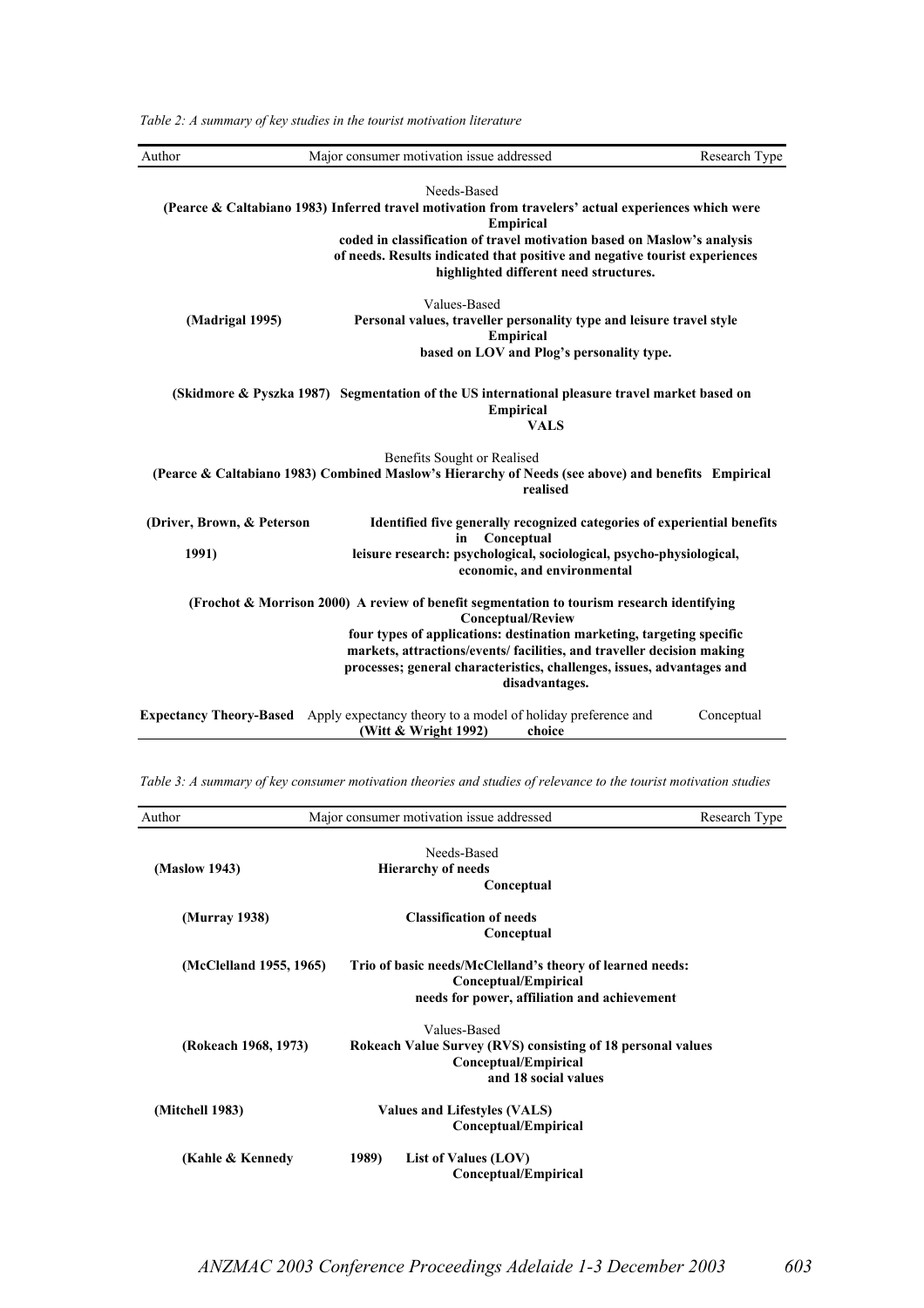*Table 2: A summary of key studies in the tourist motivation literature*

| Author | Major consumer motivation issue addressed | Research Type |
|---|---|---|
| | Needs-Based | |
| (Pearce & Caltabiano 1983) | Inferred travel motivation from travelers' actual experiences which were coded in classification of travel motivation based on Maslow's analysis of needs. Results indicated that positive and negative tourist experiences highlighted different need structures. | Empirical |
| | Values-Based | |
| (Madrigal 1995) | Personal values, traveller personality type and leisure travel style based on LOV and Plog's personality type. | Empirical |
| (Skidmore & Pyszka 1987) | Segmentation of the US international pleasure travel market based on VALS | Empirical |
| | Benefits Sought or Realised | |
| (Pearce & Caltabiano 1983) | Combined Maslow's Hierarchy of Needs (see above) and benefits realised | Empirical |
| (Driver, Brown, & Peterson 1991) | Identified five generally recognized categories of experiential benefits in leisure research: psychological, sociological, psycho-physiological, economic, and environmental | Conceptual |
| (Frochot & Morrison 2000) | A review of benefit segmentation to tourism research identifying four types of applications: destination marketing, targeting specific markets, attractions/events/ facilities, and traveller decision making processes; general characteristics, challenges, issues, advantages and disadvantages. | Conceptual/Review |
| Expectancy Theory-Based | | |
| (Witt & Wright 1992) | Apply expectancy theory to a model of holiday preference and choice | Conceptual |

*Table 3: A summary of key consumer motivation theories and studies of relevance to the tourist motivation studies*

| Author | Major consumer motivation issue addressed | Research Type |
|---|---|---|
| | Needs-Based | |
| (Maslow 1943) | Hierarchy of needs | Conceptual |
| (Murray 1938) | Classification of needs | Conceptual |
| (McClelland 1955, 1965) | Trio of basic needs/McClelland's theory of learned needs: needs for power, affiliation and achievement | Conceptual/Empirical |
| | Values-Based | |
| (Rokeach 1968, 1973) | Rokeach Value Survey (RVS) consisting of 18 personal values and 18 social values | Conceptual/Empirical |
| (Mitchell 1983) | Values and Lifestyles (VALS) | Conceptual/Empirical |
| (Kahle & Kennedy 1989) | List of Values (LOV) | Conceptual/Empirical |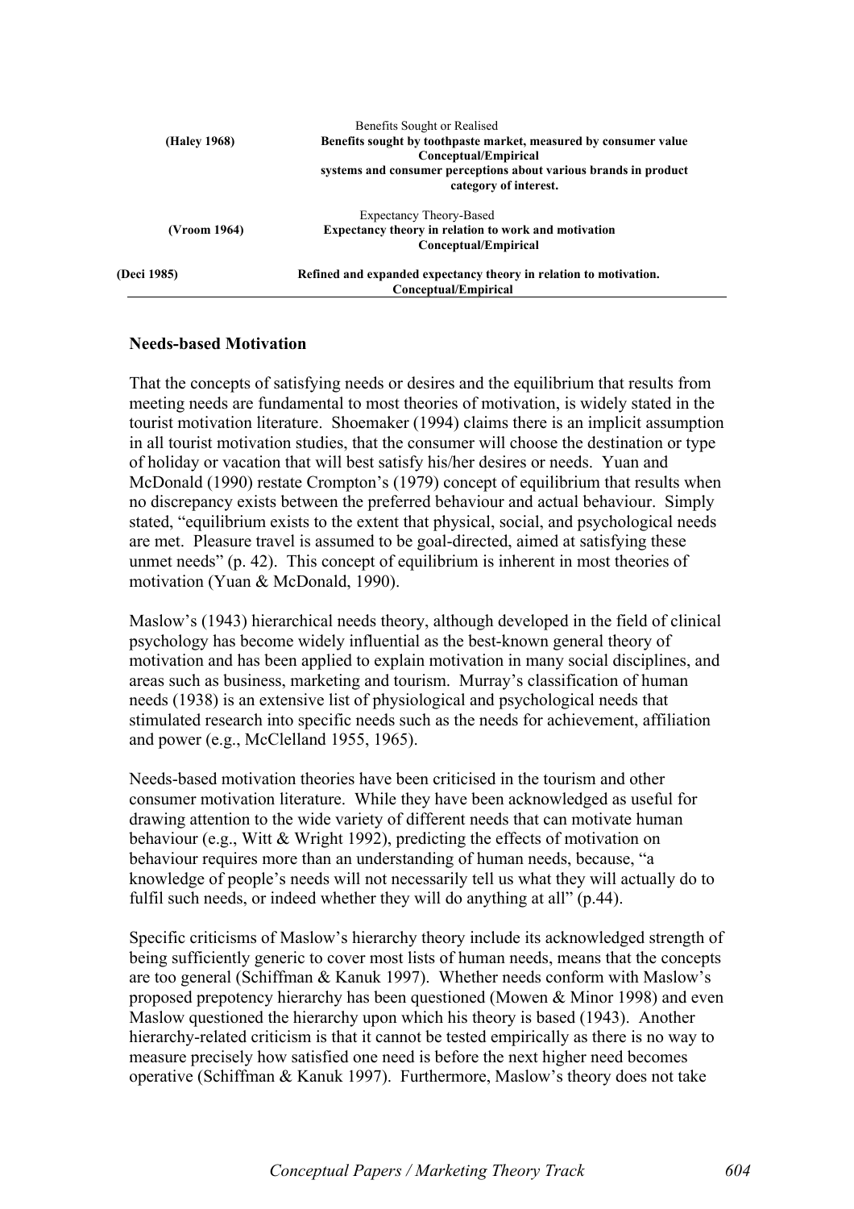| | |
|---|---|
| | Benefits Sought or Realised |
| **(Haley 1968)** | **Benefits sought by toothpaste market, measured by consumer value systems and consumer perceptions about various brands in product category of interest.** **Conceptual/Empirical** |
| | Expectancy Theory-Based |
| **(Vroom 1964)** | **Expectancy theory in relation to work and motivation** **Conceptual/Empirical** |
| **(Deci 1985)** | **Refined and expanded expectancy theory in relation to motivation.** **Conceptual/Empirical** |

### Needs-based Motivation

That the concepts of satisfying needs or desires and the equilibrium that results from meeting needs are fundamental to most theories of motivation, is widely stated in the tourist motivation literature. Shoemaker (1994) claims there is an implicit assumption in all tourist motivation studies, that the consumer will choose the destination or type of holiday or vacation that will best satisfy his/her desires or needs. Yuan and McDonald (1990) restate Crompton's (1979) concept of equilibrium that results when no discrepancy exists between the preferred behaviour and actual behaviour. Simply stated, "equilibrium exists to the extent that physical, social, and psychological needs are met. Pleasure travel is assumed to be goal-directed, aimed at satisfying these unmet needs" (p. 42). This concept of equilibrium is inherent in most theories of motivation (Yuan & McDonald, 1990).

Maslow's (1943) hierarchical needs theory, although developed in the field of clinical psychology has become widely influential as the best-known general theory of motivation and has been applied to explain motivation in many social disciplines, and areas such as business, marketing and tourism. Murray's classification of human needs (1938) is an extensive list of physiological and psychological needs that stimulated research into specific needs such as the needs for achievement, affiliation and power (e.g., McClelland 1955, 1965).

Needs-based motivation theories have been criticised in the tourism and other consumer motivation literature. While they have been acknowledged as useful for drawing attention to the wide variety of different needs that can motivate human behaviour (e.g., Witt & Wright 1992), predicting the effects of motivation on behaviour requires more than an understanding of human needs, because, "a knowledge of people's needs will not necessarily tell us what they will actually do to fulfil such needs, or indeed whether they will do anything at all" (p.44).

Specific criticisms of Maslow's hierarchy theory include its acknowledged strength of being sufficiently generic to cover most lists of human needs, means that the concepts are too general (Schiffman & Kanuk 1997). Whether needs conform with Maslow's proposed prepotency hierarchy has been questioned (Mowen & Minor 1998) and even Maslow questioned the hierarchy upon which his theory is based (1943). Another hierarchy-related criticism is that it cannot be tested empirically as there is no way to measure precisely how satisfied one need is before the next higher need becomes operative (Schiffman & Kanuk 1997). Furthermore, Maslow's theory does not take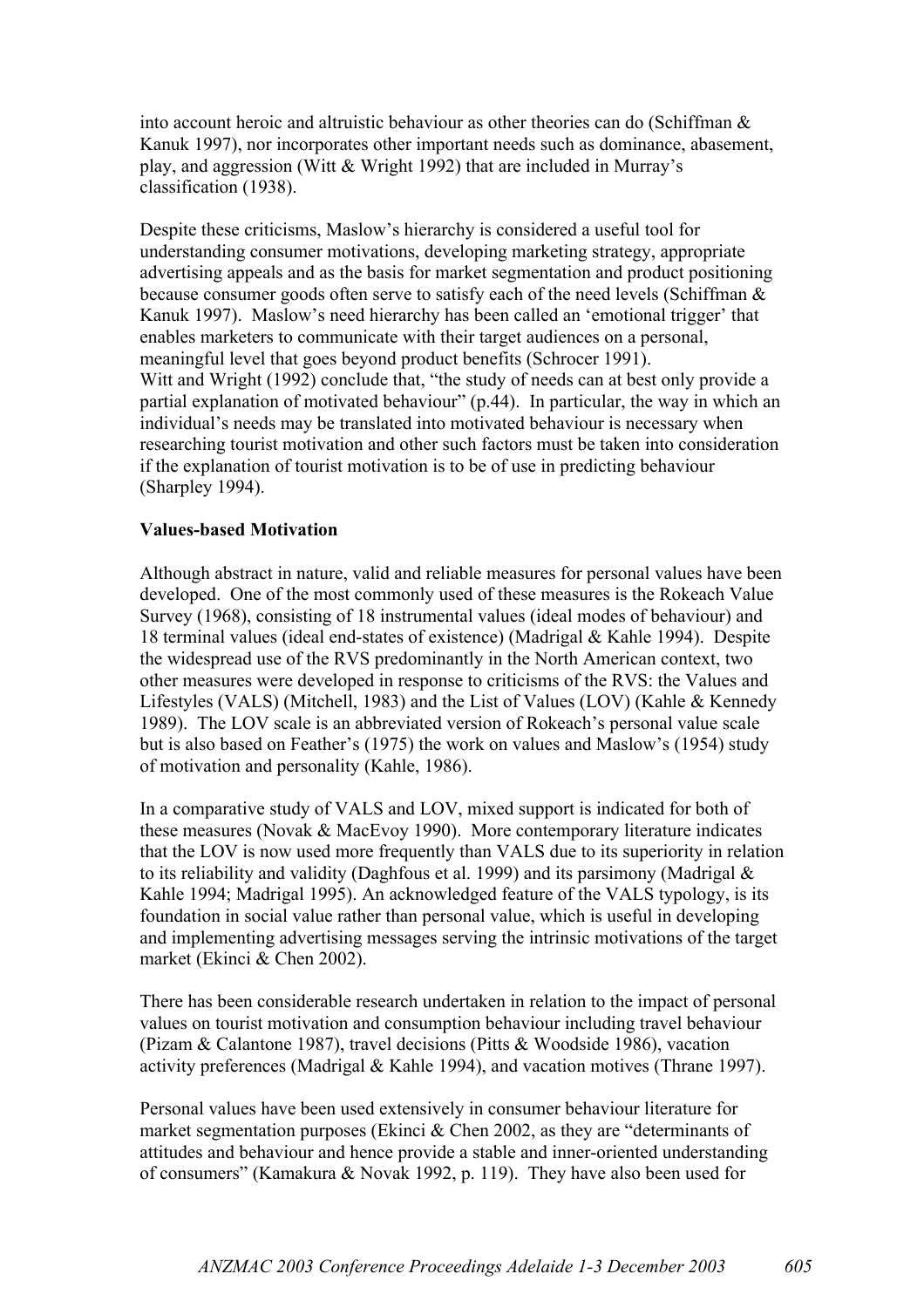into account heroic and altruistic behaviour as other theories can do (Schiffman & Kanuk 1997), nor incorporates other important needs such as dominance, abasement, play, and aggression (Witt & Wright 1992) that are included in Murray's classification (1938).

Despite these criticisms, Maslow's hierarchy is considered a useful tool for understanding consumer motivations, developing marketing strategy, appropriate advertising appeals and as the basis for market segmentation and product positioning because consumer goods often serve to satisfy each of the need levels (Schiffman & Kanuk 1997). Maslow's need hierarchy has been called an 'emotional trigger' that enables marketers to communicate with their target audiences on a personal, meaningful level that goes beyond product benefits (Schrocer 1991).
Witt and Wright (1992) conclude that, "the study of needs can at best only provide a partial explanation of motivated behaviour" (p.44). In particular, the way in which an individual's needs may be translated into motivated behaviour is necessary when researching tourist motivation and other such factors must be taken into consideration if the explanation of tourist motivation is to be of use in predicting behaviour (Sharpley 1994).

**Values-based Motivation**

Although abstract in nature, valid and reliable measures for personal values have been developed. One of the most commonly used of these measures is the Rokeach Value Survey (1968), consisting of 18 instrumental values (ideal modes of behaviour) and 18 terminal values (ideal end-states of existence) (Madrigal & Kahle 1994). Despite the widespread use of the RVS predominantly in the North American context, two other measures were developed in response to criticisms of the RVS: the Values and Lifestyles (VALS) (Mitchell, 1983) and the List of Values (LOV) (Kahle & Kennedy 1989). The LOV scale is an abbreviated version of Rokeach's personal value scale but is also based on Feather's (1975) the work on values and Maslow's (1954) study of motivation and personality (Kahle, 1986).

In a comparative study of VALS and LOV, mixed support is indicated for both of these measures (Novak & MacEvoy 1990). More contemporary literature indicates that the LOV is now used more frequently than VALS due to its superiority in relation to its reliability and validity (Daghfous et al. 1999) and its parsimony (Madrigal & Kahle 1994; Madrigal 1995). An acknowledged feature of the VALS typology, is its foundation in social value rather than personal value, which is useful in developing and implementing advertising messages serving the intrinsic motivations of the target market (Ekinci & Chen 2002).

There has been considerable research undertaken in relation to the impact of personal values on tourist motivation and consumption behaviour including travel behaviour (Pizam & Calantone 1987), travel decisions (Pitts & Woodside 1986), vacation activity preferences (Madrigal & Kahle 1994), and vacation motives (Thrane 1997).

Personal values have been used extensively in consumer behaviour literature for market segmentation purposes (Ekinci & Chen 2002, as they are "determinants of attitudes and behaviour and hence provide a stable and inner-oriented understanding of consumers" (Kamakura & Novak 1992, p. 119). They have also been used for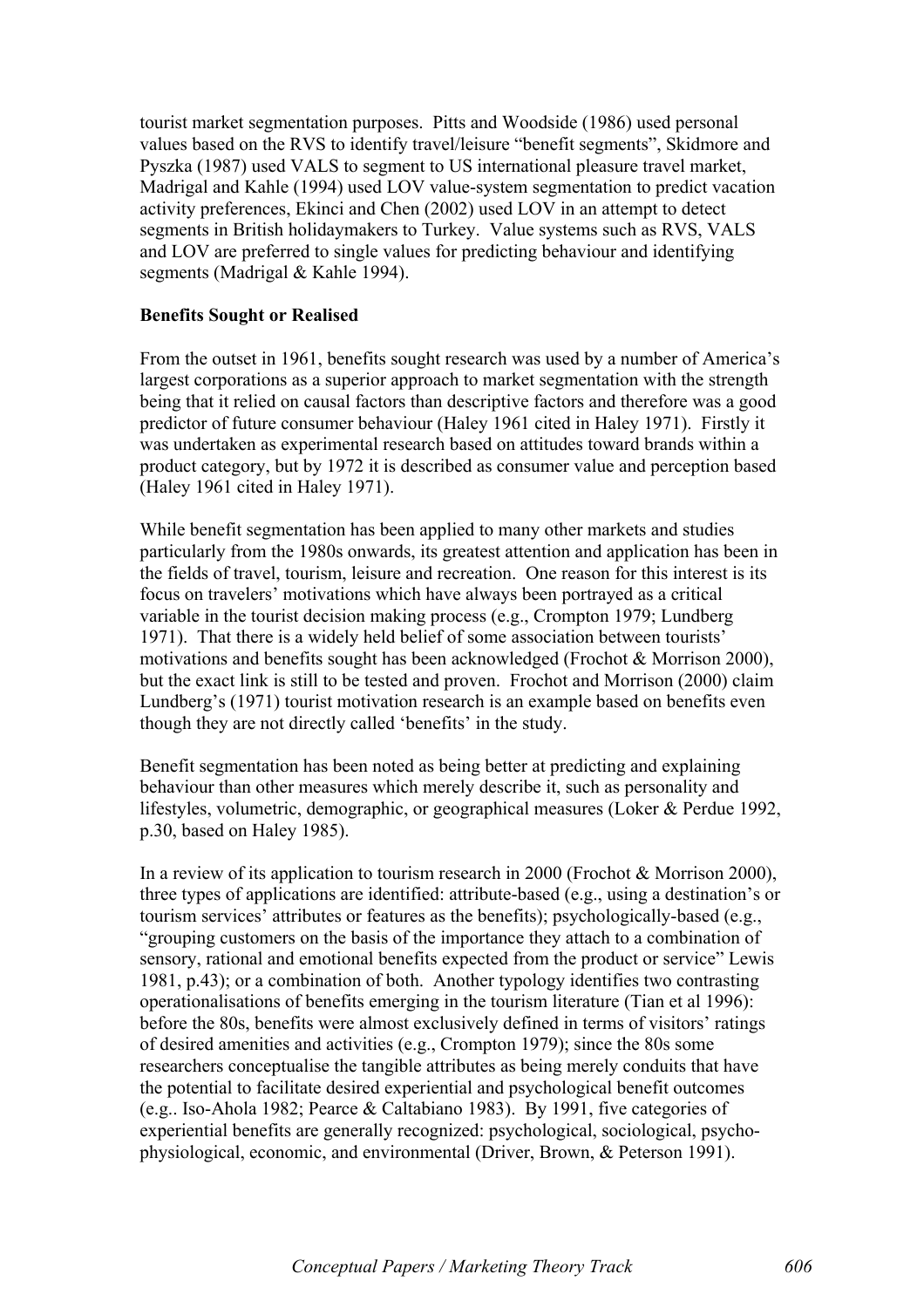tourist market segmentation purposes. Pitts and Woodside (1986) used personal values based on the RVS to identify travel/leisure "benefit segments", Skidmore and Pyszka (1987) used VALS to segment to US international pleasure travel market, Madrigal and Kahle (1994) used LOV value-system segmentation to predict vacation activity preferences, Ekinci and Chen (2002) used LOV in an attempt to detect segments in British holidaymakers to Turkey. Value systems such as RVS, VALS and LOV are preferred to single values for predicting behaviour and identifying segments (Madrigal & Kahle 1994).

**Benefits Sought or Realised**

From the outset in 1961, benefits sought research was used by a number of America's largest corporations as a superior approach to market segmentation with the strength being that it relied on causal factors than descriptive factors and therefore was a good predictor of future consumer behaviour (Haley 1961 cited in Haley 1971). Firstly it was undertaken as experimental research based on attitudes toward brands within a product category, but by 1972 it is described as consumer value and perception based (Haley 1961 cited in Haley 1971).

While benefit segmentation has been applied to many other markets and studies particularly from the 1980s onwards, its greatest attention and application has been in the fields of travel, tourism, leisure and recreation. One reason for this interest is its focus on travelers' motivations which have always been portrayed as a critical variable in the tourist decision making process (e.g., Crompton 1979; Lundberg 1971). That there is a widely held belief of some association between tourists' motivations and benefits sought has been acknowledged (Frochot & Morrison 2000), but the exact link is still to be tested and proven. Frochot and Morrison (2000) claim Lundberg's (1971) tourist motivation research is an example based on benefits even though they are not directly called 'benefits' in the study.

Benefit segmentation has been noted as being better at predicting and explaining behaviour than other measures which merely describe it, such as personality and lifestyles, volumetric, demographic, or geographical measures (Loker & Perdue 1992, p.30, based on Haley 1985).

In a review of its application to tourism research in 2000 (Frochot & Morrison 2000), three types of applications are identified: attribute-based (e.g., using a destination's or tourism services' attributes or features as the benefits); psychologically-based (e.g., "grouping customers on the basis of the importance they attach to a combination of sensory, rational and emotional benefits expected from the product or service" Lewis 1981, p.43); or a combination of both. Another typology identifies two contrasting operationalisations of benefits emerging in the tourism literature (Tian et al 1996): before the 80s, benefits were almost exclusively defined in terms of visitors' ratings of desired amenities and activities (e.g., Crompton 1979); since the 80s some researchers conceptualise the tangible attributes as being merely conduits that have the potential to facilitate desired experiential and psychological benefit outcomes (e.g.. Iso-Ahola 1982; Pearce & Caltabiano 1983). By 1991, five categories of experiential benefits are generally recognized: psychological, sociological, psycho-physiological, economic, and environmental (Driver, Brown, & Peterson 1991).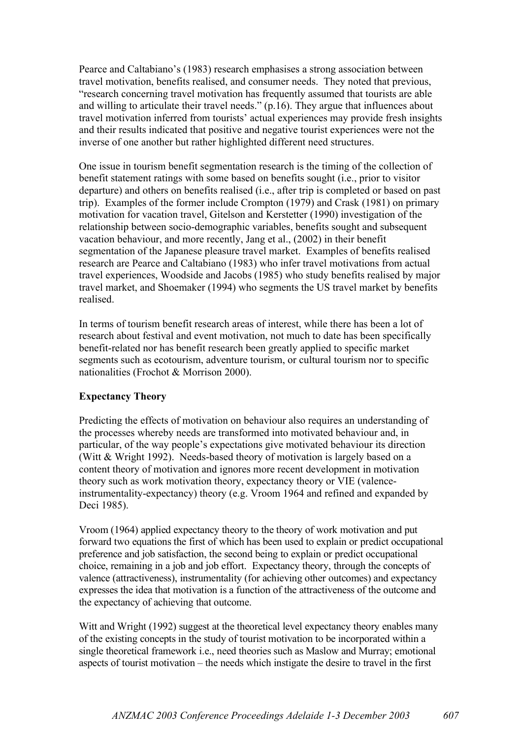Pearce and Caltabiano's (1983) research emphasises a strong association between travel motivation, benefits realised, and consumer needs. They noted that previous, "research concerning travel motivation has frequently assumed that tourists are able and willing to articulate their travel needs." (p.16). They argue that influences about travel motivation inferred from tourists' actual experiences may provide fresh insights and their results indicated that positive and negative tourist experiences were not the inverse of one another but rather highlighted different need structures.

One issue in tourism benefit segmentation research is the timing of the collection of benefit statement ratings with some based on benefits sought (i.e., prior to visitor departure) and others on benefits realised (i.e., after trip is completed or based on past trip). Examples of the former include Crompton (1979) and Crask (1981) on primary motivation for vacation travel, Gitelson and Kerstetter (1990) investigation of the relationship between socio-demographic variables, benefits sought and subsequent vacation behaviour, and more recently, Jang et al., (2002) in their benefit segmentation of the Japanese pleasure travel market. Examples of benefits realised research are Pearce and Caltabiano (1983) who infer travel motivations from actual travel experiences, Woodside and Jacobs (1985) who study benefits realised by major travel market, and Shoemaker (1994) who segments the US travel market by benefits realised.

In terms of tourism benefit research areas of interest, while there has been a lot of research about festival and event motivation, not much to date has been specifically benefit-related nor has benefit research been greatly applied to specific market segments such as ecotourism, adventure tourism, or cultural tourism nor to specific nationalities (Frochot & Morrison 2000).

**Expectancy Theory**

Predicting the effects of motivation on behaviour also requires an understanding of the processes whereby needs are transformed into motivated behaviour and, in particular, of the way people's expectations give motivated behaviour its direction (Witt & Wright 1992). Needs-based theory of motivation is largely based on a content theory of motivation and ignores more recent development in motivation theory such as work motivation theory, expectancy theory or VIE (valence-instrumentality-expectancy) theory (e.g. Vroom 1964 and refined and expanded by Deci 1985).

Vroom (1964) applied expectancy theory to the theory of work motivation and put forward two equations the first of which has been used to explain or predict occupational preference and job satisfaction, the second being to explain or predict occupational choice, remaining in a job and job effort. Expectancy theory, through the concepts of valence (attractiveness), instrumentality (for achieving other outcomes) and expectancy expresses the idea that motivation is a function of the attractiveness of the outcome and the expectancy of achieving that outcome.

Witt and Wright (1992) suggest at the theoretical level expectancy theory enables many of the existing concepts in the study of tourist motivation to be incorporated within a single theoretical framework i.e., need theories such as Maslow and Murray; emotional aspects of tourist motivation – the needs which instigate the desire to travel in the first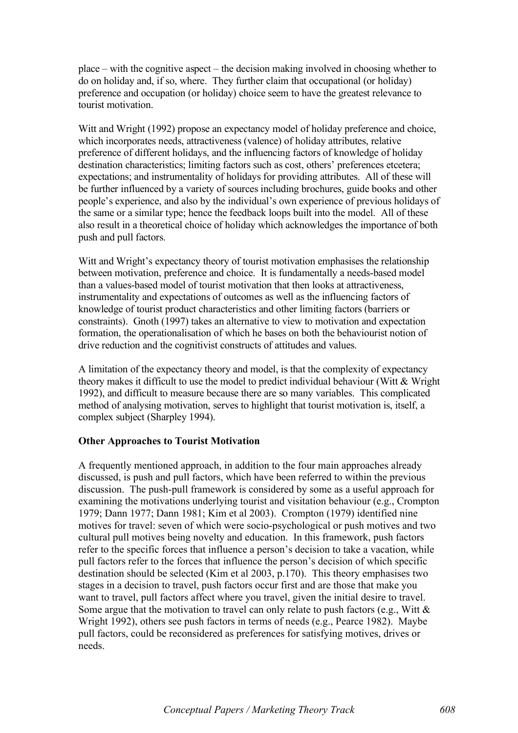place – with the cognitive aspect – the decision making involved in choosing whether to do on holiday and, if so, where. They further claim that occupational (or holiday) preference and occupation (or holiday) choice seem to have the greatest relevance to tourist motivation.

Witt and Wright (1992) propose an expectancy model of holiday preference and choice, which incorporates needs, attractiveness (valence) of holiday attributes, relative preference of different holidays, and the influencing factors of knowledge of holiday destination characteristics; limiting factors such as cost, others' preferences etcetera; expectations; and instrumentality of holidays for providing attributes. All of these will be further influenced by a variety of sources including brochures, guide books and other people's experience, and also by the individual's own experience of previous holidays of the same or a similar type; hence the feedback loops built into the model. All of these also result in a theoretical choice of holiday which acknowledges the importance of both push and pull factors.

Witt and Wright's expectancy theory of tourist motivation emphasises the relationship between motivation, preference and choice. It is fundamentally a needs-based model than a values-based model of tourist motivation that then looks at attractiveness, instrumentality and expectations of outcomes as well as the influencing factors of knowledge of tourist product characteristics and other limiting factors (barriers or constraints). Gnoth (1997) takes an alternative to view to motivation and expectation formation, the operationalisation of which he bases on both the behaviourist notion of drive reduction and the cognitivist constructs of attitudes and values.

A limitation of the expectancy theory and model, is that the complexity of expectancy theory makes it difficult to use the model to predict individual behaviour (Witt & Wright 1992), and difficult to measure because there are so many variables. This complicated method of analysing motivation, serves to highlight that tourist motivation is, itself, a complex subject (Sharpley 1994).

**Other Approaches to Tourist Motivation**

A frequently mentioned approach, in addition to the four main approaches already discussed, is push and pull factors, which have been referred to within the previous discussion. The push-pull framework is considered by some as a useful approach for examining the motivations underlying tourist and visitation behaviour (e.g., Crompton 1979; Dann 1977; Dann 1981; Kim et al 2003). Crompton (1979) identified nine motives for travel: seven of which were socio-psychological or push motives and two cultural pull motives being novelty and education. In this framework, push factors refer to the specific forces that influence a person's decision to take a vacation, while pull factors refer to the forces that influence the person's decision of which specific destination should be selected (Kim et al 2003, p.170). This theory emphasises two stages in a decision to travel, push factors occur first and are those that make you want to travel, pull factors affect where you travel, given the initial desire to travel. Some argue that the motivation to travel can only relate to push factors (e.g., Witt & Wright 1992), others see push factors in terms of needs (e.g., Pearce 1982). Maybe pull factors, could be reconsidered as preferences for satisfying motives, drives or needs.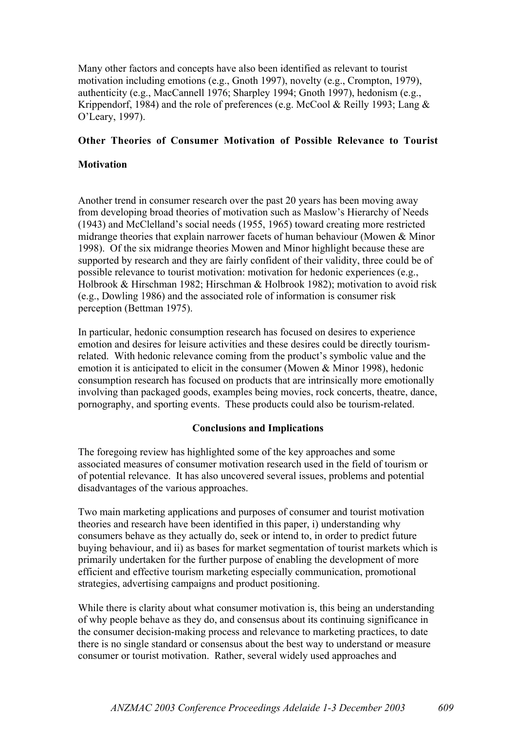Many other factors and concepts have also been identified as relevant to tourist motivation including emotions (e.g., Gnoth 1997), novelty (e.g., Crompton, 1979), authenticity (e.g., MacCannell 1976; Sharpley 1994; Gnoth 1997), hedonism (e.g., Krippendorf, 1984) and the role of preferences (e.g. McCool & Reilly 1993; Lang & O'Leary, 1997).

**Other Theories of Consumer Motivation of Possible Relevance to Tourist Motivation**

Another trend in consumer research over the past 20 years has been moving away from developing broad theories of motivation such as Maslow's Hierarchy of Needs (1943) and McClelland's social needs (1955, 1965) toward creating more restricted midrange theories that explain narrower facets of human behaviour (Mowen & Minor 1998). Of the six midrange theories Mowen and Minor highlight because these are supported by research and they are fairly confident of their validity, three could be of possible relevance to tourist motivation: motivation for hedonic experiences (e.g., Holbrook & Hirschman 1982; Hirschman & Holbrook 1982); motivation to avoid risk (e.g., Dowling 1986) and the associated role of information is consumer risk perception (Bettman 1975).

In particular, hedonic consumption research has focused on desires to experience emotion and desires for leisure activities and these desires could be directly tourism-related. With hedonic relevance coming from the product's symbolic value and the emotion it is anticipated to elicit in the consumer (Mowen & Minor 1998), hedonic consumption research has focused on products that are intrinsically more emotionally involving than packaged goods, examples being movies, rock concerts, theatre, dance, pornography, and sporting events. These products could also be tourism-related.

## Conclusions and Implications

The foregoing review has highlighted some of the key approaches and some associated measures of consumer motivation research used in the field of tourism or of potential relevance. It has also uncovered several issues, problems and potential disadvantages of the various approaches.

Two main marketing applications and purposes of consumer and tourist motivation theories and research have been identified in this paper, i) understanding why consumers behave as they actually do, seek or intend to, in order to predict future buying behaviour, and ii) as bases for market segmentation of tourist markets which is primarily undertaken for the further purpose of enabling the development of more efficient and effective tourism marketing especially communication, promotional strategies, advertising campaigns and product positioning.

While there is clarity about what consumer motivation is, this being an understanding of why people behave as they do, and consensus about its continuing significance in the consumer decision-making process and relevance to marketing practices, to date there is no single standard or consensus about the best way to understand or measure consumer or tourist motivation. Rather, several widely used approaches and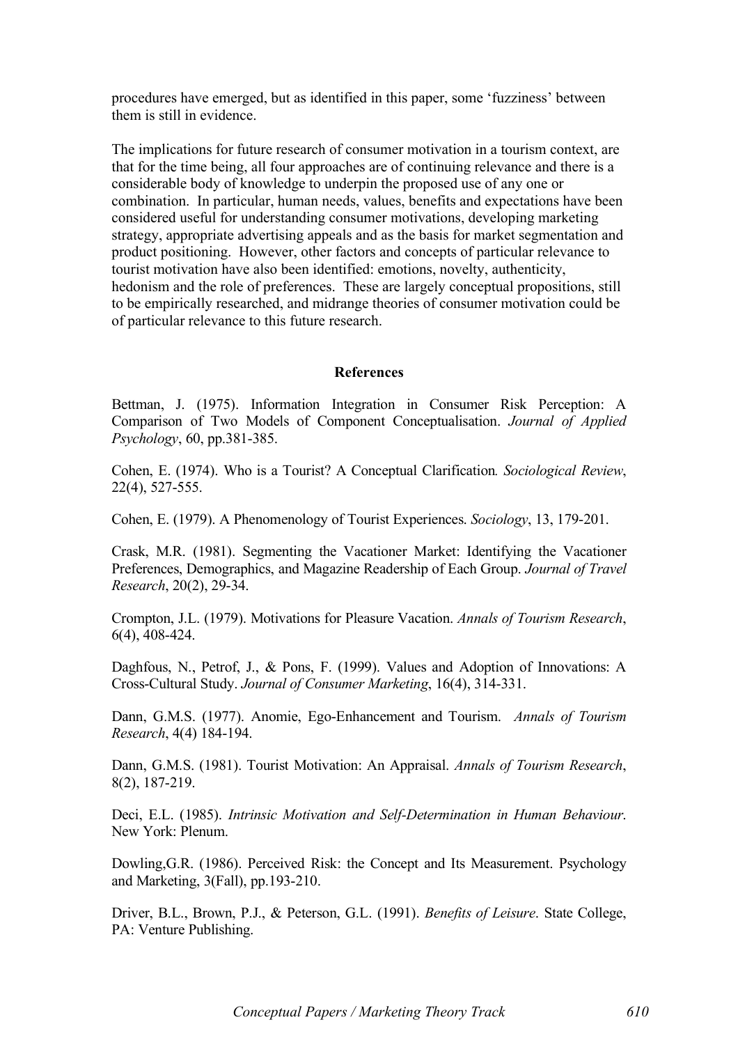procedures have emerged, but as identified in this paper, some 'fuzziness' between them is still in evidence.

The implications for future research of consumer motivation in a tourism context, are that for the time being, all four approaches are of continuing relevance and there is a considerable body of knowledge to underpin the proposed use of any one or combination. In particular, human needs, values, benefits and expectations have been considered useful for understanding consumer motivations, developing marketing strategy, appropriate advertising appeals and as the basis for market segmentation and product positioning. However, other factors and concepts of particular relevance to tourist motivation have also been identified: emotions, novelty, authenticity, hedonism and the role of preferences. These are largely conceptual propositions, still to be empirically researched, and midrange theories of consumer motivation could be of particular relevance to this future research.

## References

Bettman, J. (1975). Information Integration in Consumer Risk Perception: A Comparison of Two Models of Component Conceptualisation. *Journal of Applied Psychology*, 60, pp.381-385.

Cohen, E. (1974). Who is a Tourist? A Conceptual Clarification*. Sociological Review*, 22(4), 527-555.

Cohen, E. (1979). A Phenomenology of Tourist Experiences. *Sociology*, 13, 179-201.

Crask, M.R. (1981). Segmenting the Vacationer Market: Identifying the Vacationer Preferences, Demographics, and Magazine Readership of Each Group. *Journal of Travel Research*, 20(2), 29-34.

Crompton, J.L. (1979). Motivations for Pleasure Vacation. *Annals of Tourism Research*, 6(4), 408-424.

Daghfous, N., Petrof, J., & Pons, F. (1999). Values and Adoption of Innovations: A Cross-Cultural Study. *Journal of Consumer Marketing*, 16(4), 314-331.

Dann, G.M.S. (1977). Anomie, Ego-Enhancement and Tourism. *Annals of Tourism Research*, 4(4) 184-194.

Dann, G.M.S. (1981). Tourist Motivation: An Appraisal. *Annals of Tourism Research*, 8(2), 187-219.

Deci, E.L. (1985). *Intrinsic Motivation and Self-Determination in Human Behaviour*. New York: Plenum.

Dowling,G.R. (1986). Perceived Risk: the Concept and Its Measurement. Psychology and Marketing, 3(Fall), pp.193-210.

Driver, B.L., Brown, P.J., & Peterson, G.L. (1991). *Benefits of Leisure*. State College, PA: Venture Publishing.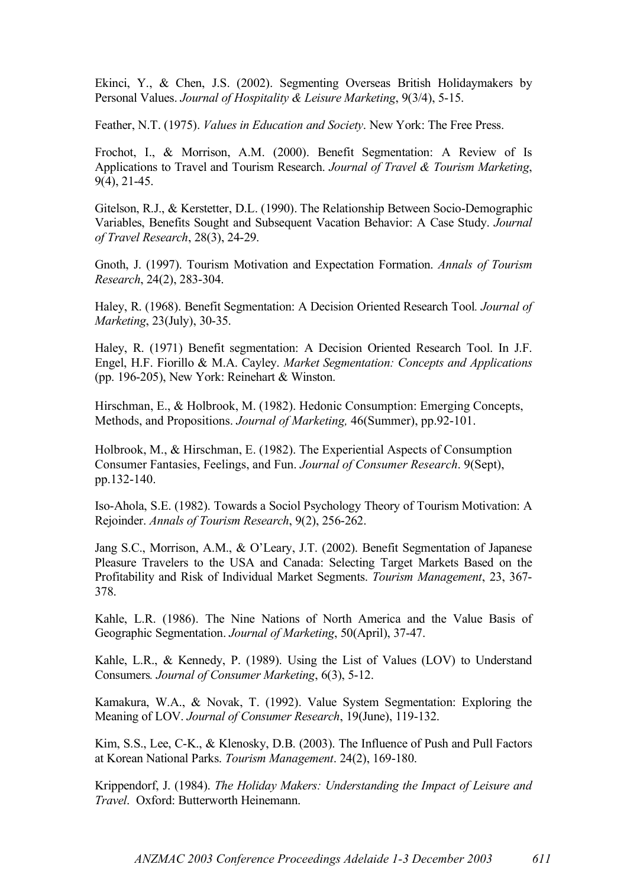Ekinci, Y., & Chen, J.S. (2002). Segmenting Overseas British Holidaymakers by Personal Values. *Journal of Hospitality & Leisure Marketing*, 9(3/4), 5-15.

Feather, N.T. (1975). *Values in Education and Society*. New York: The Free Press.

Frochot, I., & Morrison, A.M. (2000). Benefit Segmentation: A Review of Is Applications to Travel and Tourism Research. *Journal of Travel & Tourism Marketing*, 9(4), 21-45.

Gitelson, R.J., & Kerstetter, D.L. (1990). The Relationship Between Socio-Demographic Variables, Benefits Sought and Subsequent Vacation Behavior: A Case Study. *Journal of Travel Research*, 28(3), 24-29.

Gnoth, J. (1997). Tourism Motivation and Expectation Formation. *Annals of Tourism Research*, 24(2), 283-304.

Haley, R. (1968). Benefit Segmentation: A Decision Oriented Research Tool. *Journal of Marketing*, 23(July), 30-35.

Haley, R. (1971) Benefit segmentation: A Decision Oriented Research Tool. In J.F. Engel, H.F. Fiorillo & M.A. Cayley. *Market Segmentation: Concepts and Applications* (pp. 196-205), New York: Reinehart & Winston.

Hirschman, E., & Holbrook, M. (1982). Hedonic Consumption: Emerging Concepts, Methods, and Propositions. *Journal of Marketing,* 46(Summer), pp.92-101.

Holbrook, M., & Hirschman, E. (1982). The Experiential Aspects of Consumption Consumer Fantasies, Feelings, and Fun. *Journal of Consumer Research*. 9(Sept), pp.132-140.

Iso-Ahola, S.E. (1982). Towards a Sociol Psychology Theory of Tourism Motivation: A Rejoinder. *Annals of Tourism Research*, 9(2), 256-262.

Jang S.C., Morrison, A.M., & O'Leary, J.T. (2002). Benefit Segmentation of Japanese Pleasure Travelers to the USA and Canada: Selecting Target Markets Based on the Profitability and Risk of Individual Market Segments. *Tourism Management*, 23, 367-378.

Kahle, L.R. (1986). The Nine Nations of North America and the Value Basis of Geographic Segmentation. *Journal of Marketing*, 50(April), 37-47.

Kahle, L.R., & Kennedy, P. (1989). Using the List of Values (LOV) to Understand Consumers*. Journal of Consumer Marketing*, 6(3), 5-12.

Kamakura, W.A., & Novak, T. (1992). Value System Segmentation: Exploring the Meaning of LOV. *Journal of Consumer Research*, 19(June), 119-132.

Kim, S.S., Lee, C-K., & Klenosky, D.B. (2003). The Influence of Push and Pull Factors at Korean National Parks. *Tourism Management*. 24(2), 169-180.

Krippendorf, J. (1984). *The Holiday Makers: Understanding the Impact of Leisure and Travel*. Oxford: Butterworth Heinemann.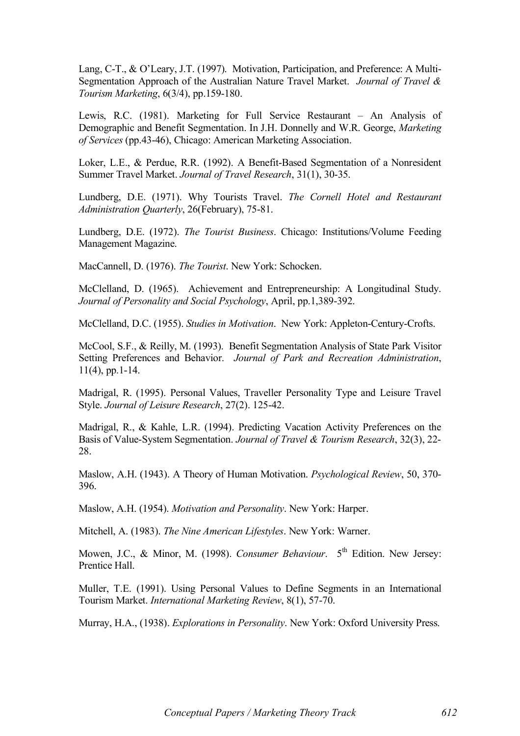Lang, C-T., & O'Leary, J.T. (1997). Motivation, Participation, and Preference: A Multi-Segmentation Approach of the Australian Nature Travel Market. *Journal of Travel & Tourism Marketing*, 6(3/4), pp.159-180.

Lewis, R.C. (1981). Marketing for Full Service Restaurant – An Analysis of Demographic and Benefit Segmentation. In J.H. Donnelly and W.R. George, *Marketing of Services* (pp.43-46), Chicago: American Marketing Association.

Loker, L.E., & Perdue, R.R. (1992). A Benefit-Based Segmentation of a Nonresident Summer Travel Market. *Journal of Travel Research*, 31(1), 30-35.

Lundberg, D.E. (1971). Why Tourists Travel. *The Cornell Hotel and Restaurant Administration Quarterly*, 26(February), 75-81.

Lundberg, D.E. (1972). *The Tourist Business*. Chicago: Institutions/Volume Feeding Management Magazine.

MacCannell, D. (1976). *The Tourist*. New York: Schocken.

McClelland, D. (1965). Achievement and Entrepreneurship: A Longitudinal Study. *Journal of Personality and Social Psychology*, April, pp.1,389-392.

McClelland, D.C. (1955). *Studies in Motivation*. New York: Appleton-Century-Crofts.

McCool, S.F., & Reilly, M. (1993). Benefit Segmentation Analysis of State Park Visitor Setting Preferences and Behavior. *Journal of Park and Recreation Administration*, 11(4), pp.1-14.

Madrigal, R. (1995). Personal Values, Traveller Personality Type and Leisure Travel Style. *Journal of Leisure Research*, 27(2). 125-42.

Madrigal, R., & Kahle, L.R. (1994). Predicting Vacation Activity Preferences on the Basis of Value-System Segmentation. *Journal of Travel & Tourism Research*, 32(3), 22-28.

Maslow, A.H. (1943). A Theory of Human Motivation. *Psychological Review*, 50, 370-396.

Maslow, A.H. (1954). *Motivation and Personality*. New York: Harper.

Mitchell, A. (1983). *The Nine American Lifestyles*. New York: Warner.

Mowen, J.C., & Minor, M. (1998). *Consumer Behaviour*. 5th Edition. New Jersey: Prentice Hall.

Muller, T.E. (1991). Using Personal Values to Define Segments in an International Tourism Market. *International Marketing Review*, 8(1), 57-70.

Murray, H.A., (1938). *Explorations in Personality*. New York: Oxford University Press.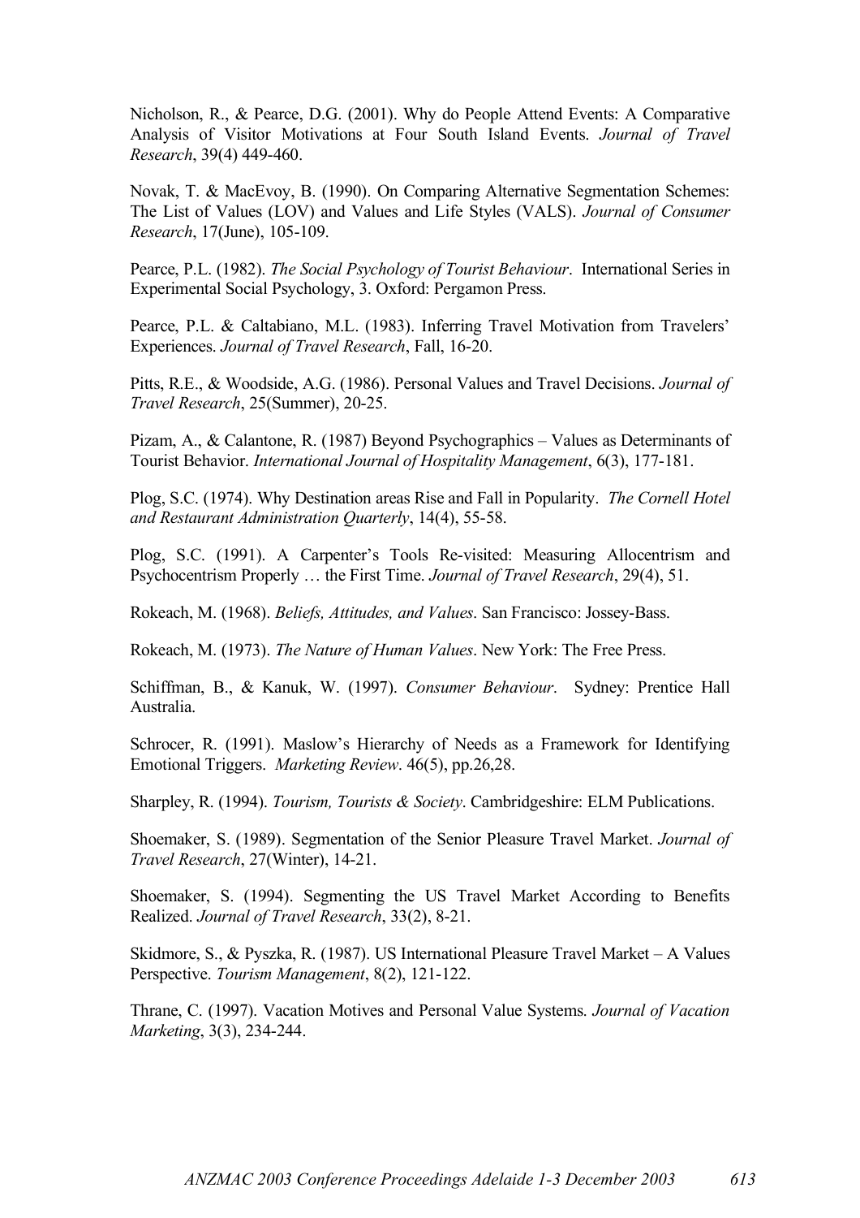Nicholson, R., & Pearce, D.G. (2001). Why do People Attend Events: A Comparative Analysis of Visitor Motivations at Four South Island Events. *Journal of Travel Research*, 39(4) 449-460.

Novak, T. & MacEvoy, B. (1990). On Comparing Alternative Segmentation Schemes: The List of Values (LOV) and Values and Life Styles (VALS). *Journal of Consumer Research*, 17(June), 105-109.

Pearce, P.L. (1982). *The Social Psychology of Tourist Behaviour*. International Series in Experimental Social Psychology, 3. Oxford: Pergamon Press.

Pearce, P.L. & Caltabiano, M.L. (1983). Inferring Travel Motivation from Travelers' Experiences. *Journal of Travel Research*, Fall, 16-20.

Pitts, R.E., & Woodside, A.G. (1986). Personal Values and Travel Decisions. *Journal of Travel Research*, 25(Summer), 20-25.

Pizam, A., & Calantone, R. (1987) Beyond Psychographics – Values as Determinants of Tourist Behavior. *International Journal of Hospitality Management*, 6(3), 177-181.

Plog, S.C. (1974). Why Destination areas Rise and Fall in Popularity. *The Cornell Hotel and Restaurant Administration Quarterly*, 14(4), 55-58.

Plog, S.C. (1991). A Carpenter's Tools Re-visited: Measuring Allocentrism and Psychocentrism Properly … the First Time. *Journal of Travel Research*, 29(4), 51.

Rokeach, M. (1968). *Beliefs, Attitudes, and Values*. San Francisco: Jossey-Bass.

Rokeach, M. (1973). *The Nature of Human Values*. New York: The Free Press.

Schiffman, B., & Kanuk, W. (1997). *Consumer Behaviour*. Sydney: Prentice Hall Australia.

Schrocer, R. (1991). Maslow's Hierarchy of Needs as a Framework for Identifying Emotional Triggers. *Marketing Review*. 46(5), pp.26,28.

Sharpley, R. (1994). *Tourism, Tourists & Society*. Cambridgeshire: ELM Publications.

Shoemaker, S. (1989). Segmentation of the Senior Pleasure Travel Market. *Journal of Travel Research*, 27(Winter), 14-21.

Shoemaker, S. (1994). Segmenting the US Travel Market According to Benefits Realized. *Journal of Travel Research*, 33(2), 8-21.

Skidmore, S., & Pyszka, R. (1987). US International Pleasure Travel Market – A Values Perspective. *Tourism Management*, 8(2), 121-122.

Thrane, C. (1997). Vacation Motives and Personal Value Systems. *Journal of Vacation Marketing*, 3(3), 234-244.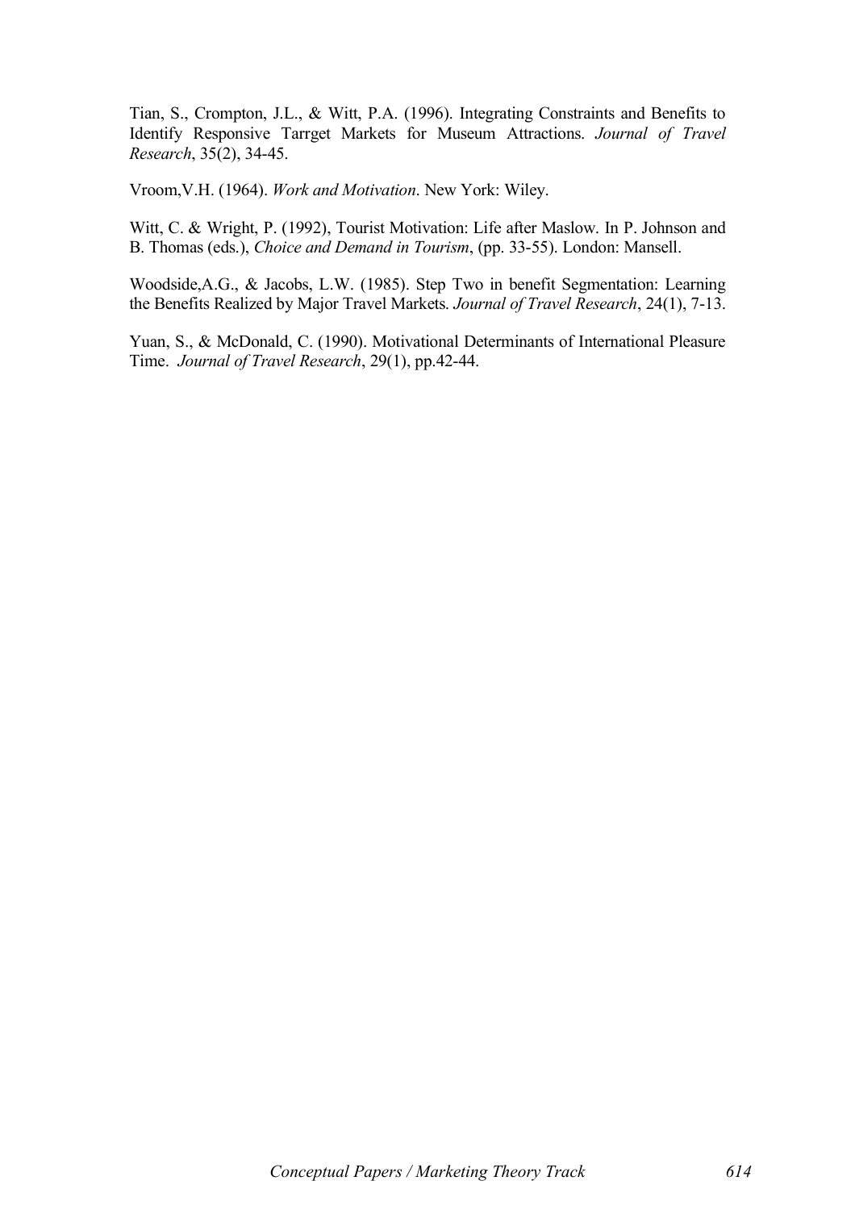Tian, S., Crompton, J.L., & Witt, P.A. (1996). Integrating Constraints and Benefits to Identify Responsive Tarrget Markets for Museum Attractions. *Journal of Travel Research*, 35(2), 34-45.

Vroom,V.H. (1964). *Work and Motivation*. New York: Wiley.

Witt, C. & Wright, P. (1992), Tourist Motivation: Life after Maslow. In P. Johnson and B. Thomas (eds.), *Choice and Demand in Tourism*, (pp. 33-55). London: Mansell.

Woodside,A.G., & Jacobs, L.W. (1985). Step Two in benefit Segmentation: Learning the Benefits Realized by Major Travel Markets. *Journal of Travel Research*, 24(1), 7-13.

Yuan, S., & McDonald, C. (1990). Motivational Determinants of International Pleasure Time. *Journal of Travel Research*, 29(1), pp.42-44.